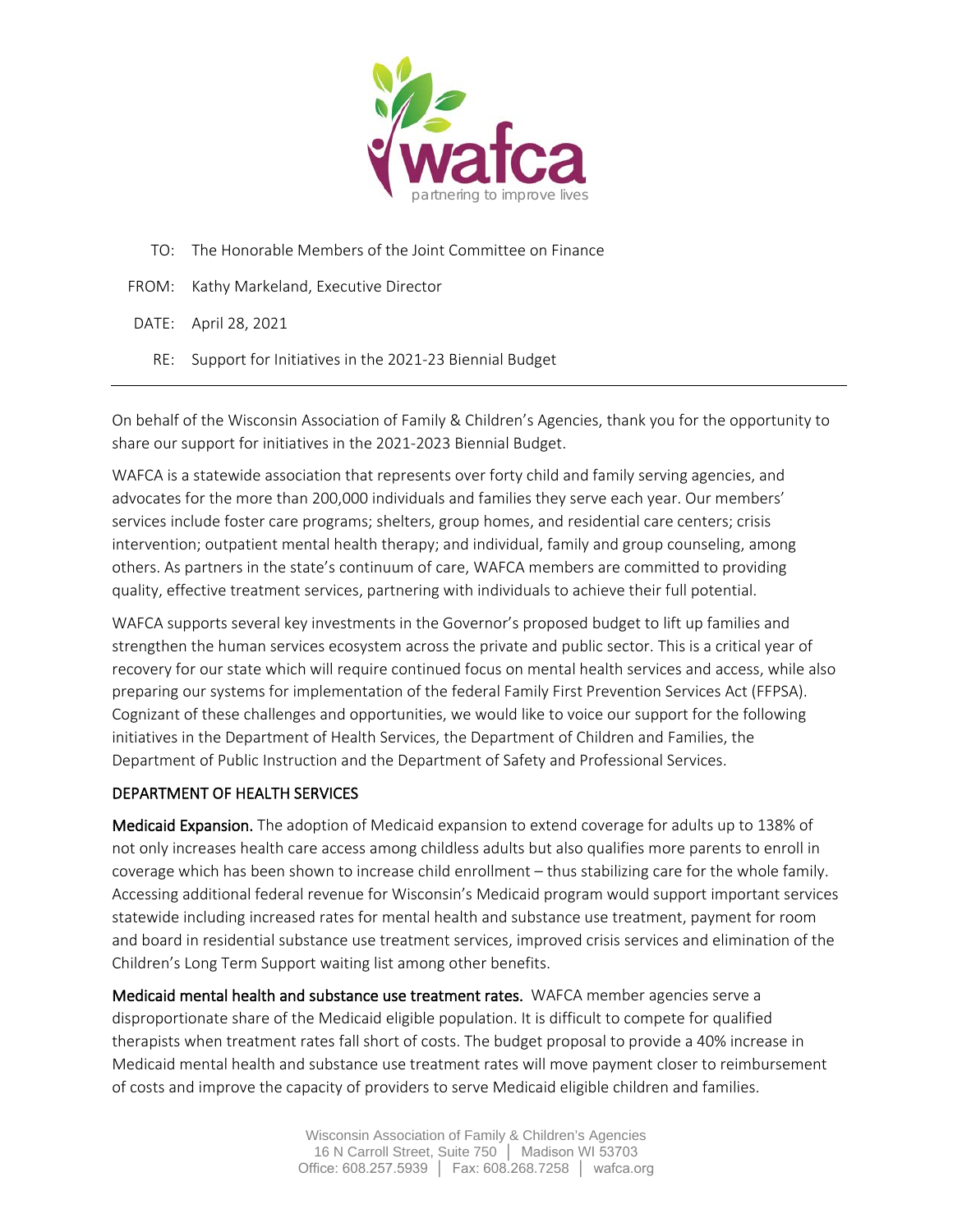wafca

partnering to improve lives

TO: The Honorable Members of the Joint Committee on Finance

FROM: Kathy Markeland, Executive Director

DATE: April 28, 2021

RE: Support for Initiatives in the 2021-23 Biennial Budget

---

On behalf of the Wisconsin Association of Family & Children's Agencies, thank you for the opportunity to share our support for initiatives in the 2021-2023 Biennial Budget.

WAFCA is a statewide association that represents over forty child and family serving agencies, and advocates for the more than 200,000 individuals and families they serve each year. Our members' services include foster care programs; shelters, group homes, and residential care centers; crisis intervention; outpatient mental health therapy; and individual, family and group counseling, among others. As partners in the state's continuum of care, WAFCA members are committed to providing quality, effective treatment services, partnering with individuals to achieve their full potential.

WAFCA supports several key investments in the Governor's proposed budget to lift up families and strengthen the human services ecosystem across the private and public sector. This is a critical year of recovery for our state which will require continued focus on mental health services and access, while also preparing our systems for implementation of the federal Family First Prevention Services Act (FFPSA). Cognizant of these challenges and opportunities, we would like to voice our support for the following initiatives in the Department of Health Services, the Department of Children and Families, the Department of Public Instruction and the Department of Safety and Professional Services.

## DEPARTMENT OF HEALTH SERVICES

**Medicaid Expansion.** The adoption of Medicaid expansion to extend coverage for adults up to 138% of not only increases health care access among childless adults but also qualifies more parents to enroll in coverage which has been shown to increase child enrollment – thus stabilizing care for the whole family. Accessing additional federal revenue for Wisconsin's Medicaid program would support important services statewide including increased rates for mental health and substance use treatment, payment for room and board in residential substance use treatment services, improved crisis services and elimination of the Children's Long Term Support waiting list among other benefits.

**Medicaid mental health and substance use treatment rates.** WAFCA member agencies serve a disproportionate share of the Medicaid eligible population. It is difficult to compete for qualified therapists when treatment rates fall short of costs. The budget proposal to provide a 40% increase in Medicaid mental health and substance use treatment rates will move payment closer to reimbursement of costs and improve the capacity of providers to serve Medicaid eligible children and families.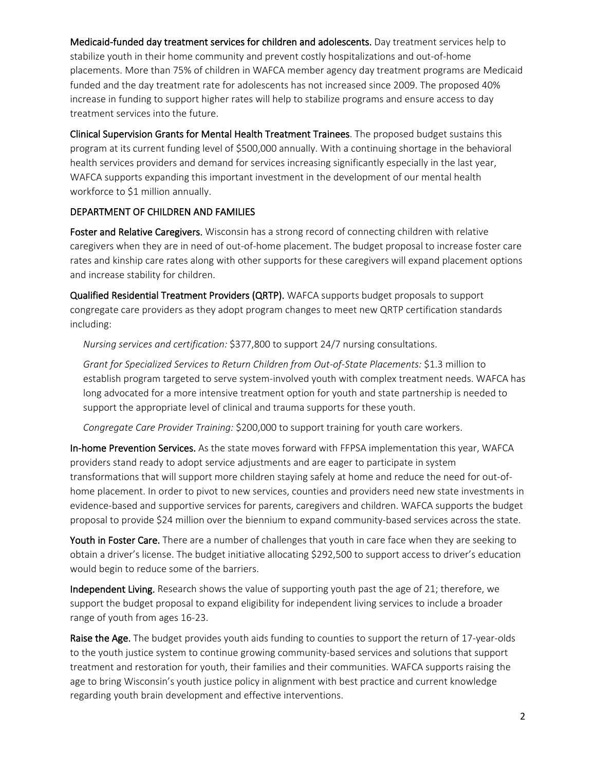**Medicaid-funded day treatment services for children and adolescents.** Day treatment services help to stabilize youth in their home community and prevent costly hospitalizations and out-of-home placements. More than 75% of children in WAFCA member agency day treatment programs are Medicaid funded and the day treatment rate for adolescents has not increased since 2009. The proposed 40% increase in funding to support higher rates will help to stabilize programs and ensure access to day treatment services into the future.

**Clinical Supervision Grants for Mental Health Treatment Trainees**. The proposed budget sustains this program at its current funding level of $500,000 annually. With a continuing shortage in the behavioral health services providers and demand for services increasing significantly especially in the last year, WAFCA supports expanding this important investment in the development of our mental health workforce to $1 million annually.

## DEPARTMENT OF CHILDREN AND FAMILIES

**Foster and Relative Caregivers.** Wisconsin has a strong record of connecting children with relative caregivers when they are in need of out-of-home placement. The budget proposal to increase foster care rates and kinship care rates along with other supports for these caregivers will expand placement options and increase stability for children.

**Qualified Residential Treatment Providers (QRTP).** WAFCA supports budget proposals to support congregate care providers as they adopt program changes to meet new QRTP certification standards including:

*Nursing services and certification:* $377,800 to support 24/7 nursing consultations.

*Grant for Specialized Services to Return Children from Out-of-State Placements:* $1.3 million to establish program targeted to serve system-involved youth with complex treatment needs. WAFCA has long advocated for a more intensive treatment option for youth and state partnership is needed to support the appropriate level of clinical and trauma supports for these youth.

*Congregate Care Provider Training:* $200,000 to support training for youth care workers.

**In-home Prevention Services.** As the state moves forward with FFPSA implementation this year, WAFCA providers stand ready to adopt service adjustments and are eager to participate in system transformations that will support more children staying safely at home and reduce the need for out-of-home placement. In order to pivot to new services, counties and providers need new state investments in evidence-based and supportive services for parents, caregivers and children. WAFCA supports the budget proposal to provide $24 million over the biennium to expand community-based services across the state.

**Youth in Foster Care.** There are a number of challenges that youth in care face when they are seeking to obtain a driver's license. The budget initiative allocating $292,500 to support access to driver's education would begin to reduce some of the barriers.

**Independent Living.** Research shows the value of supporting youth past the age of 21; therefore, we support the budget proposal to expand eligibility for independent living services to include a broader range of youth from ages 16-23.

**Raise the Age.** The budget provides youth aids funding to counties to support the return of 17-year-olds to the youth justice system to continue growing community-based services and solutions that support treatment and restoration for youth, their families and their communities. WAFCA supports raising the age to bring Wisconsin's youth justice policy in alignment with best practice and current knowledge regarding youth brain development and effective interventions.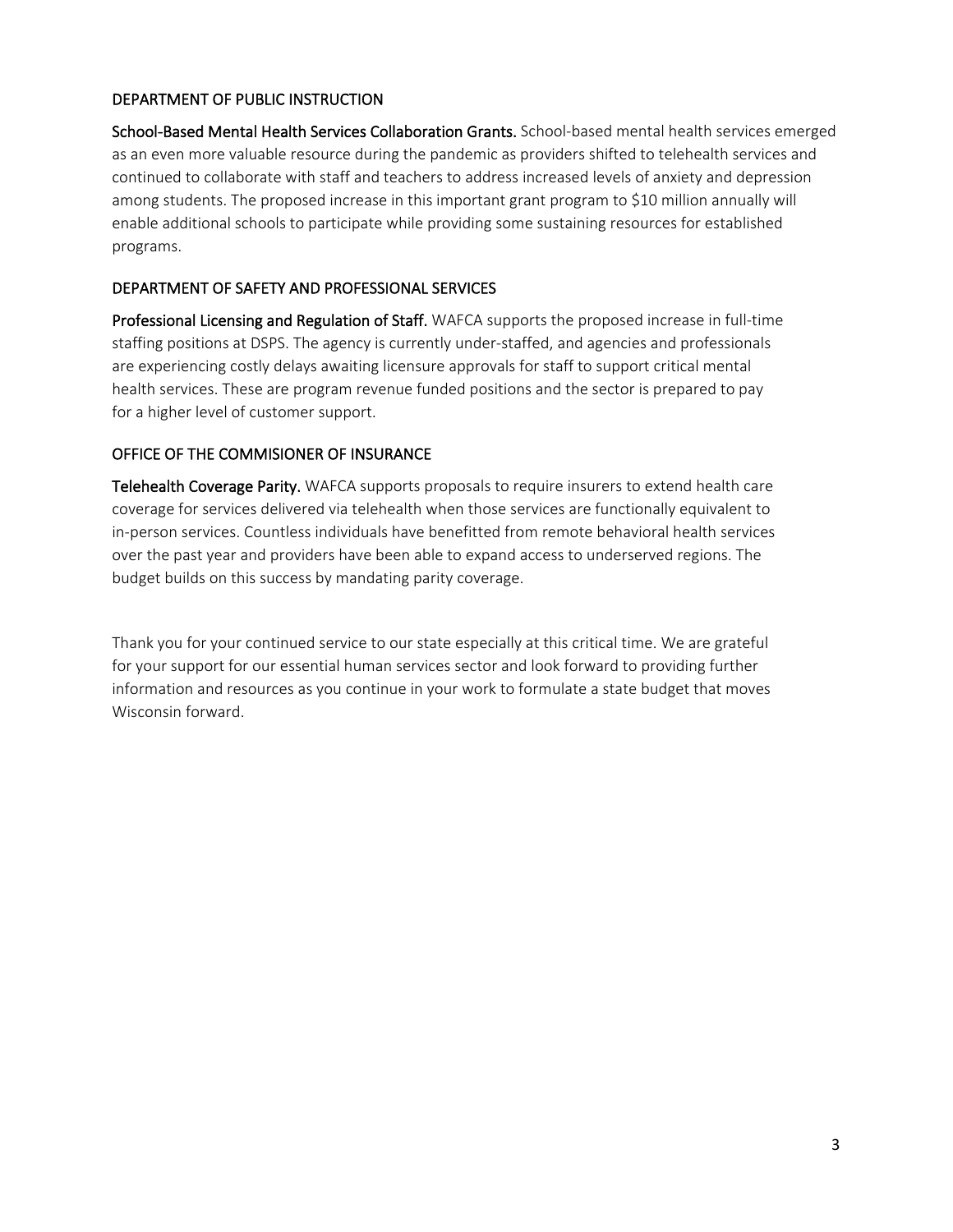## DEPARTMENT OF PUBLIC INSTRUCTION

**School-Based Mental Health Services Collaboration Grants.** School-based mental health services emerged as an even more valuable resource during the pandemic as providers shifted to telehealth services and continued to collaborate with staff and teachers to address increased levels of anxiety and depression among students. The proposed increase in this important grant program to $10 million annually will enable additional schools to participate while providing some sustaining resources for established programs.

## DEPARTMENT OF SAFETY AND PROFESSIONAL SERVICES

**Professional Licensing and Regulation of Staff.** WAFCA supports the proposed increase in full-time staffing positions at DSPS. The agency is currently under-staffed, and agencies and professionals are experiencing costly delays awaiting licensure approvals for staff to support critical mental health services. These are program revenue funded positions and the sector is prepared to pay for a higher level of customer support.

## OFFICE OF THE COMMISIONER OF INSURANCE

**Telehealth Coverage Parity.** WAFCA supports proposals to require insurers to extend health care coverage for services delivered via telehealth when those services are functionally equivalent to in-person services. Countless individuals have benefitted from remote behavioral health services over the past year and providers have been able to expand access to underserved regions. The budget builds on this success by mandating parity coverage.

Thank you for your continued service to our state especially at this critical time. We are grateful for your support for our essential human services sector and look forward to providing further information and resources as you continue in your work to formulate a state budget that moves Wisconsin forward.